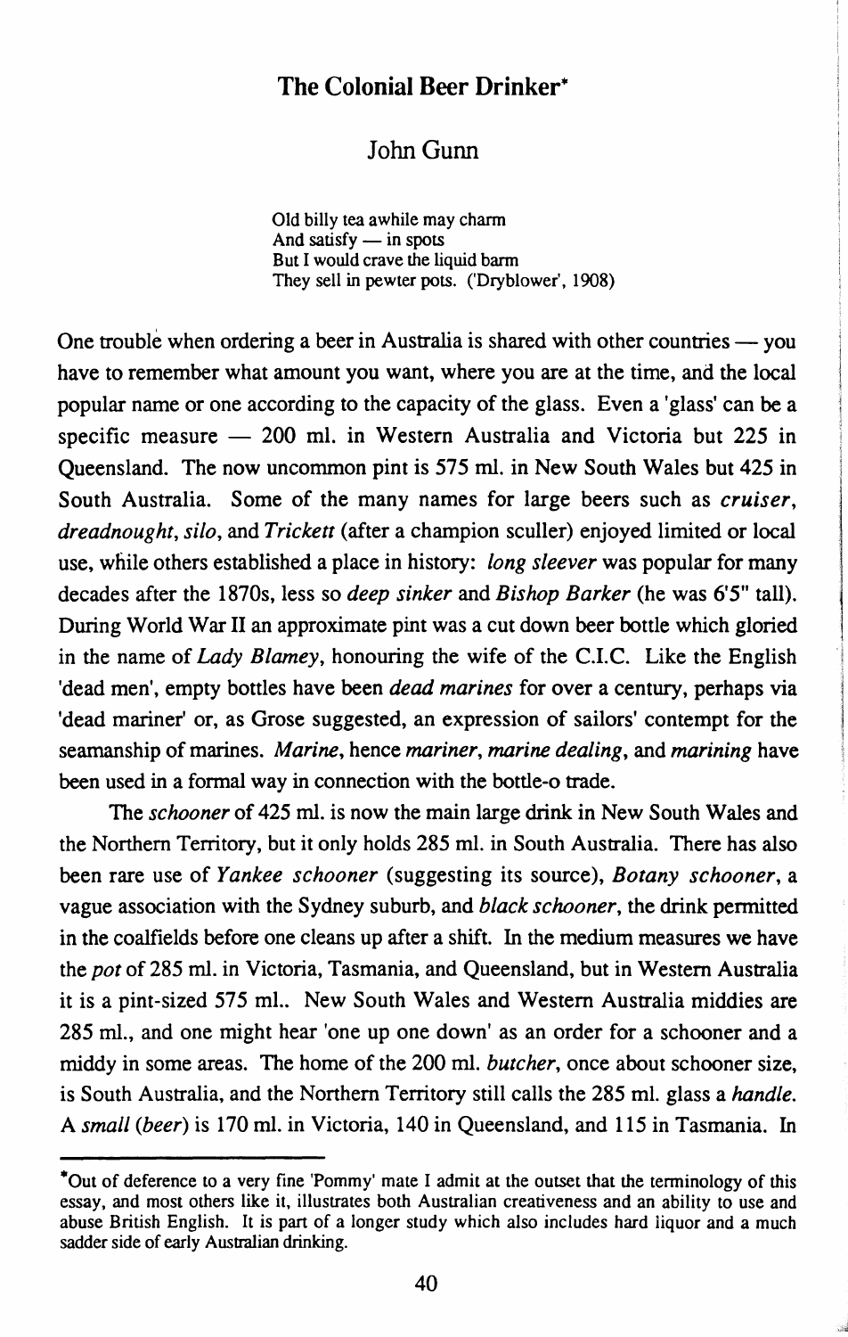## The Colonial Beer Drinker*

John Gunn

Old billy tea awhile may charm
And satisfy — in spots
But I would crave the liquid barm
They sell in pewter pots. ('Dryblower', 1908)

One trouble when ordering a beer in Australia is shared with other countries — you have to remember what amount you want, where you are at the time, and the local popular name or one according to the capacity of the glass. Even a 'glass' can be a specific measure — 200 ml. in Western Australia and Victoria but 225 in Queensland. The now uncommon pint is 575 ml. in New South Wales but 425 in South Australia. Some of the many names for large beers such as *cruiser*, *dreadnought*, *silo*, and *Trickett* (after a champion sculler) enjoyed limited or local use, while others established a place in history: *long sleever* was popular for many decades after the 1870s, less so *deep sinker* and *Bishop Barker* (he was 6'5" tall). During World War II an approximate pint was a cut down beer bottle which gloried in the name of *Lady Blamey*, honouring the wife of the C.I.C. Like the English 'dead men', empty bottles have been *dead marines* for over a century, perhaps via 'dead mariner' or, as Grose suggested, an expression of sailors' contempt for the seamanship of marines. *Marine*, hence *mariner*, *marine dealing*, and *marining* have been used in a formal way in connection with the bottle-o trade.

The *schooner* of 425 ml. is now the main large drink in New South Wales and the Northern Territory, but it only holds 285 ml. in South Australia. There has also been rare use of *Yankee schooner* (suggesting its source), *Botany schooner*, a vague association with the Sydney suburb, and *black schooner*, the drink permitted in the coalfields before one cleans up after a shift. In the medium measures we have the *pot* of 285 ml. in Victoria, Tasmania, and Queensland, but in Western Australia it is a pint-sized 575 ml.. New South Wales and Western Australia middies are 285 ml., and one might hear 'one up one down' as an order for a schooner and a middy in some areas. The home of the 200 ml. *butcher*, once about schooner size, is South Australia, and the Northern Territory still calls the 285 ml. glass a *handle*. A *small (beer)* is 170 ml. in Victoria, 140 in Queensland, and 115 in Tasmania. In

*Out of deference to a very fine 'Pommy' mate I admit at the outset that the terminology of this essay, and most others like it, illustrates both Australian creativeness and an ability to use and abuse British English. It is part of a longer study which also includes hard liquor and a much sadder side of early Australian drinking.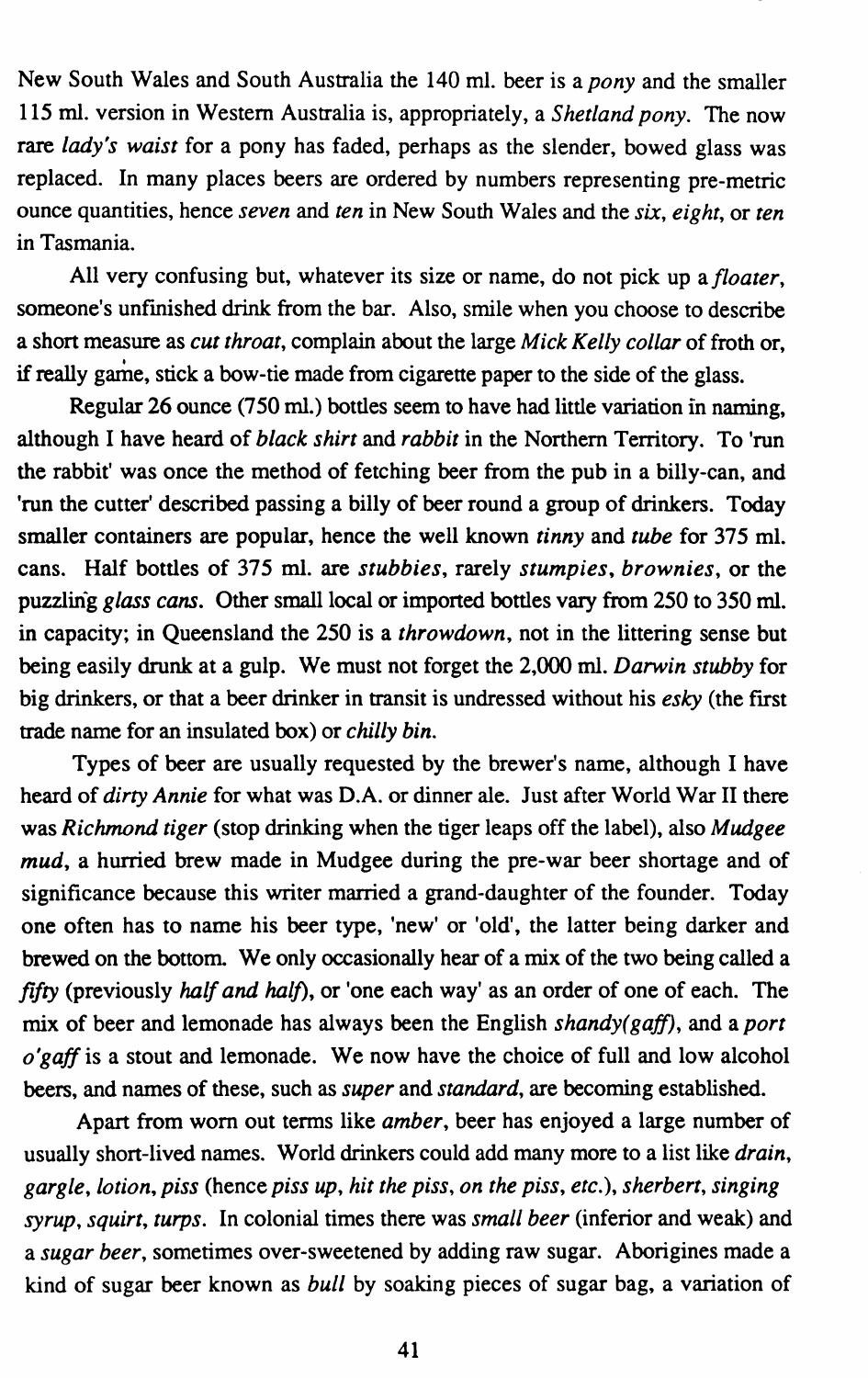New South Wales and South Australia the 140 ml. beer is a *pony* and the smaller 115 ml. version in Western Australia is, appropriately, a *Shetland pony*. The now rare *lady's waist* for a pony has faded, perhaps as the slender, bowed glass was replaced. In many places beers are ordered by numbers representing pre-metric ounce quantities, hence *seven* and *ten* in New South Wales and the *six*, *eight*, or *ten* in Tasmania.

All very confusing but, whatever its size or name, do not pick up a *floater*, someone's unfinished drink from the bar. Also, smile when you choose to describe a short measure as *cut throat*, complain about the large *Mick Kelly collar* of froth or, if really game, stick a bow-tie made from cigarette paper to the side of the glass.

Regular 26 ounce (750 ml.) bottles seem to have had little variation in naming, although I have heard of *black shirt* and *rabbit* in the Northern Territory. To 'run the rabbit' was once the method of fetching beer from the pub in a billy-can, and 'run the cutter' described passing a billy of beer round a group of drinkers. Today smaller containers are popular, hence the well known *tinny* and *tube* for 375 ml. cans. Half bottles of 375 ml. are *stubbies*, rarely *stumpies*, *brownies*, or the puzzling *glass cans*. Other small local or imported bottles vary from 250 to 350 ml. in capacity; in Queensland the 250 is a *throwdown*, not in the littering sense but being easily drunk at a gulp. We must not forget the 2,000 ml. *Darwin stubby* for big drinkers, or that a beer drinker in transit is undressed without his *esky* (the first trade name for an insulated box) or *chilly bin*.

Types of beer are usually requested by the brewer's name, although I have heard of *dirty Annie* for what was D.A. or dinner ale. Just after World War II there was *Richmond tiger* (stop drinking when the tiger leaps off the label), also *Mudgee mud*, a hurried brew made in Mudgee during the pre-war beer shortage and of significance because this writer married a grand-daughter of the founder. Today one often has to name his beer type, 'new' or 'old', the latter being darker and brewed on the bottom. We only occasionally hear of a mix of the two being called a *fifty* (previously *half and half*), or 'one each way' as an order of one of each. The mix of beer and lemonade has always been the English *shandy(gaff)*, and a *port o'gaff* is a stout and lemonade. We now have the choice of full and low alcohol beers, and names of these, such as *super* and *standard*, are becoming established.

Apart from worn out terms like *amber*, beer has enjoyed a large number of usually short-lived names. World drinkers could add many more to a list like *drain*, *gargle*, *lotion*, *piss* (hence *piss up*, *hit the piss*, *on the piss*, *etc.*), *sherbert*, *singing syrup*, *squirt*, *turps*. In colonial times there was *small beer* (inferior and weak) and a *sugar beer*, sometimes over-sweetened by adding raw sugar. Aborigines made a kind of sugar beer known as *bull* by soaking pieces of sugar bag, a variation of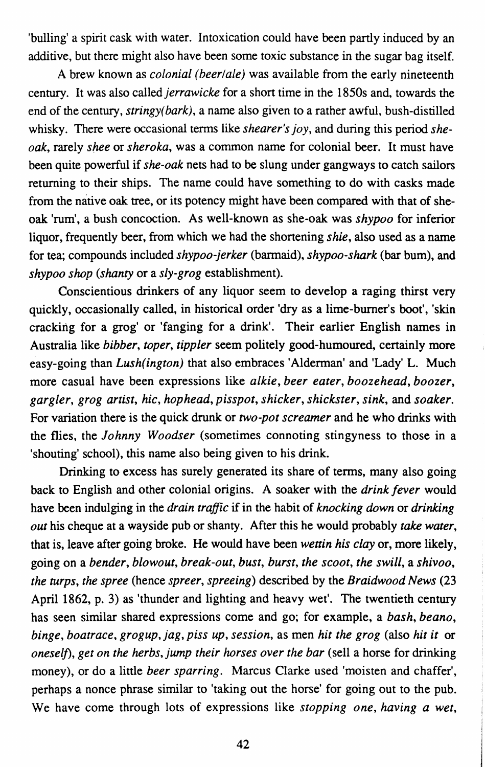'bulling' a spirit cask with water. Intoxication could have been partly induced by an additive, but there might also have been some toxic substance in the sugar bag itself.

A brew known as *colonial (beer/ale)* was available from the early nineteenth century. It was also called *jerrawicke* for a short time in the 1850s and, towards the end of the century, *stringy(bark)*, a name also given to a rather awful, bush-distilled whisky. There were occasional terms like *shearer's joy*, and during this period *she-oak*, rarely *shee* or *sheroka*, was a common name for colonial beer. It must have been quite powerful if *she-oak* nets had to be slung under gangways to catch sailors returning to their ships. The name could have something to do with casks made from the native oak tree, or its potency might have been compared with that of she-oak 'rum', a bush concoction. As well-known as she-oak was *shypoo* for inferior liquor, frequently beer, from which we had the shortening *shie*, also used as a name for tea; compounds included *shypoo-jerker* (barmaid), *shypoo-shark* (bar bum), and *shypoo shop* (*shanty* or a *sly-grog* establishment).

Conscientious drinkers of any liquor seem to develop a raging thirst very quickly, occasionally called, in historical order 'dry as a lime-burner's boot', 'skin cracking for a grog' or 'fanging for a drink'. Their earlier English names in Australia like *bibber, toper, tippler* seem politely good-humoured, certainly more easy-going than *Lush(ington)* that also embraces 'Alderman' and 'Lady' L. Much more casual have been expressions like *alkie, beer eater, boozehead, boozer, gargler, grog artist, hic, hophead, pisspot, shicker, shickster, sink*, and *soaker*. For variation there is the quick drunk or *two-pot screamer* and he who drinks with the flies, the *Johnny Woodser* (sometimes connoting stingyness to those in a 'shouting' school), this name also being given to his drink.

Drinking to excess has surely generated its share of terms, many also going back to English and other colonial origins. A soaker with the *drink fever* would have been indulging in the *drain traffic* if in the habit of *knocking down* or *drinking out* his cheque at a wayside pub or shanty. After this he would probably *take water*, that is, leave after going broke. He would have been *wettin his clay* or, more likely, going on a *bender, blowout, break-out, bust, burst, the scoot, the swill*, a *shivoo, the turps, the spree* (hence *spreer, spreeing*) described by the *Braidwood News* (23 April 1862, p. 3) as 'thunder and lighting and heavy wet'. The twentieth century has seen similar shared expressions come and go; for example, a *bash, beano, binge, boatrace, grogup, jag, piss up, session*, as men *hit the grog* (also *hit it* or *oneself*), *get on the herbs, jump their horses over the bar* (sell a horse for drinking money), or do a little *beer sparring*. Marcus Clarke used 'moisten and chaffer', perhaps a nonce phrase similar to 'taking out the horse' for going out to the pub. We have come through lots of expressions like *stopping one, having a wet*,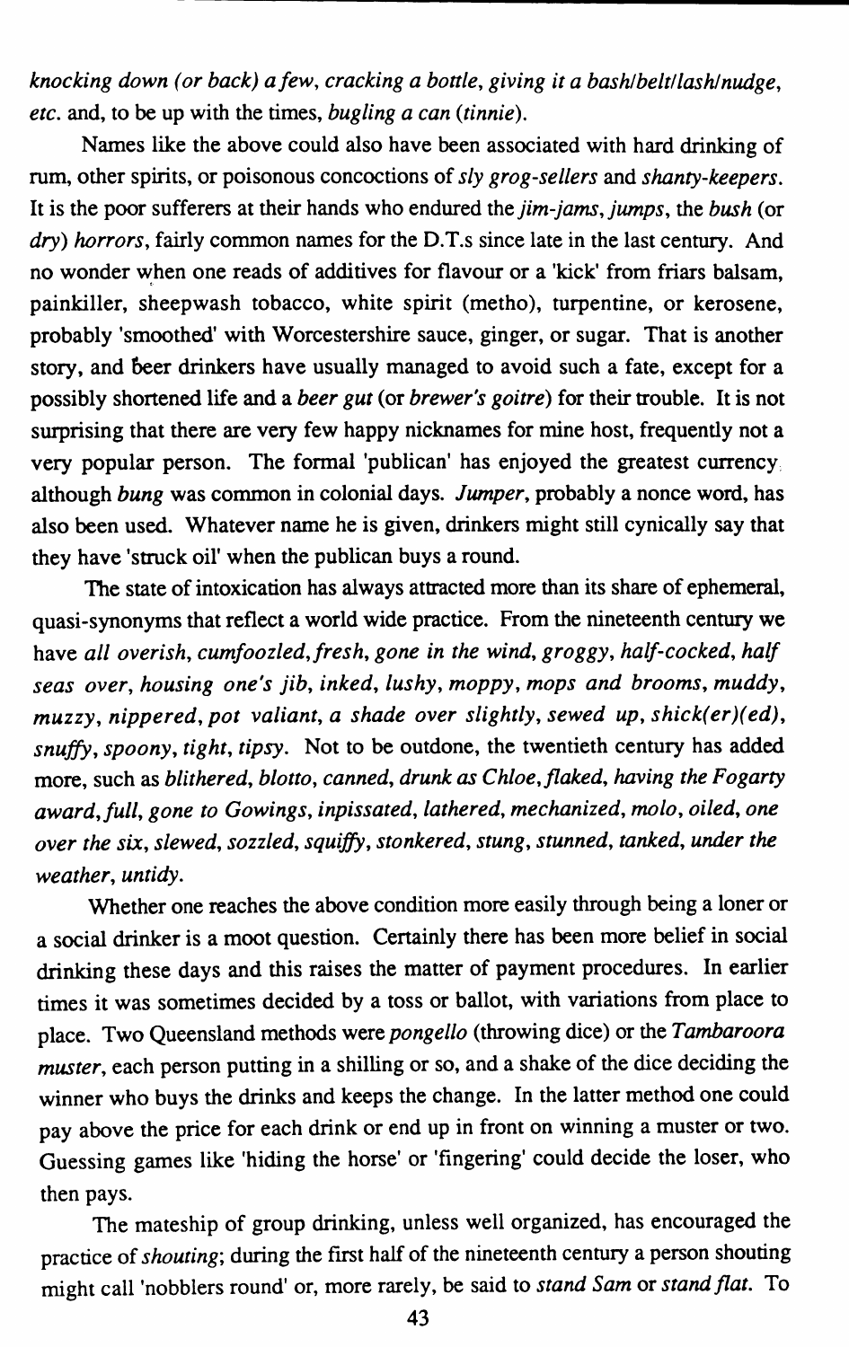*knocking down (or back) a few, cracking a bottle, giving it a bash/belt/lash/nudge, etc.* and, to be up with the times, *bugling a can (tinnie)*.

Names like the above could also have been associated with hard drinking of rum, other spirits, or poisonous concoctions of *sly grog-sellers* and *shanty-keepers*. It is the poor sufferers at their hands who endured the *jim-jams, jumps*, the *bush* (or *dry*) *horrors*, fairly common names for the D.T.s since late in the last century. And no wonder when one reads of additives for flavour or a 'kick' from friars balsam, painkiller, sheepwash tobacco, white spirit (metho), turpentine, or kerosene, probably 'smoothed' with Worcestershire sauce, ginger, or sugar. That is another story, and beer drinkers have usually managed to avoid such a fate, except for a possibly shortened life and a *beer gut* (or *brewer's goitre*) for their trouble. It is not surprising that there are very few happy nicknames for mine host, frequently not a very popular person. The formal 'publican' has enjoyed the greatest currency although *bung* was common in colonial days. *Jumper*, probably a nonce word, has also been used. Whatever name he is given, drinkers might still cynically say that they have 'struck oil' when the publican buys a round.

The state of intoxication has always attracted more than its share of ephemeral, quasi-synonyms that reflect a world wide practice. From the nineteenth century we have *all overish, cumfoozled, fresh, gone in the wind, groggy, half-cocked, half seas over, housing one's jib, inked, lushy, moppy, mops and brooms, muddy, muzzy, nippered, pot valiant, a shade over slightly, sewed up, shick(er)(ed), snuffy, spoony, tight, tipsy*. Not to be outdone, the twentieth century has added more, such as *blithered, blotto, canned, drunk as Chloe, flaked, having the Fogarty award, full, gone to Gowings, inpissated, lathered, mechanized, molo, oiled, one over the six, slewed, sozzled, squiffy, stonkered, stung, stunned, tanked, under the weather, untidy*.

Whether one reaches the above condition more easily through being a loner or a social drinker is a moot question. Certainly there has been more belief in social drinking these days and this raises the matter of payment procedures. In earlier times it was sometimes decided by a toss or ballot, with variations from place to place. Two Queensland methods were *pongello* (throwing dice) or the *Tambaroora muster*, each person putting in a shilling or so, and a shake of the dice deciding the winner who buys the drinks and keeps the change. In the latter method one could pay above the price for each drink or end up in front on winning a muster or two. Guessing games like 'hiding the horse' or 'fingering' could decide the loser, who then pays.

The mateship of group drinking, unless well organized, has encouraged the practice of *shouting*; during the first half of the nineteenth century a person shouting might call 'nobblers round' or, more rarely, be said to *stand Sam* or *stand flat*. To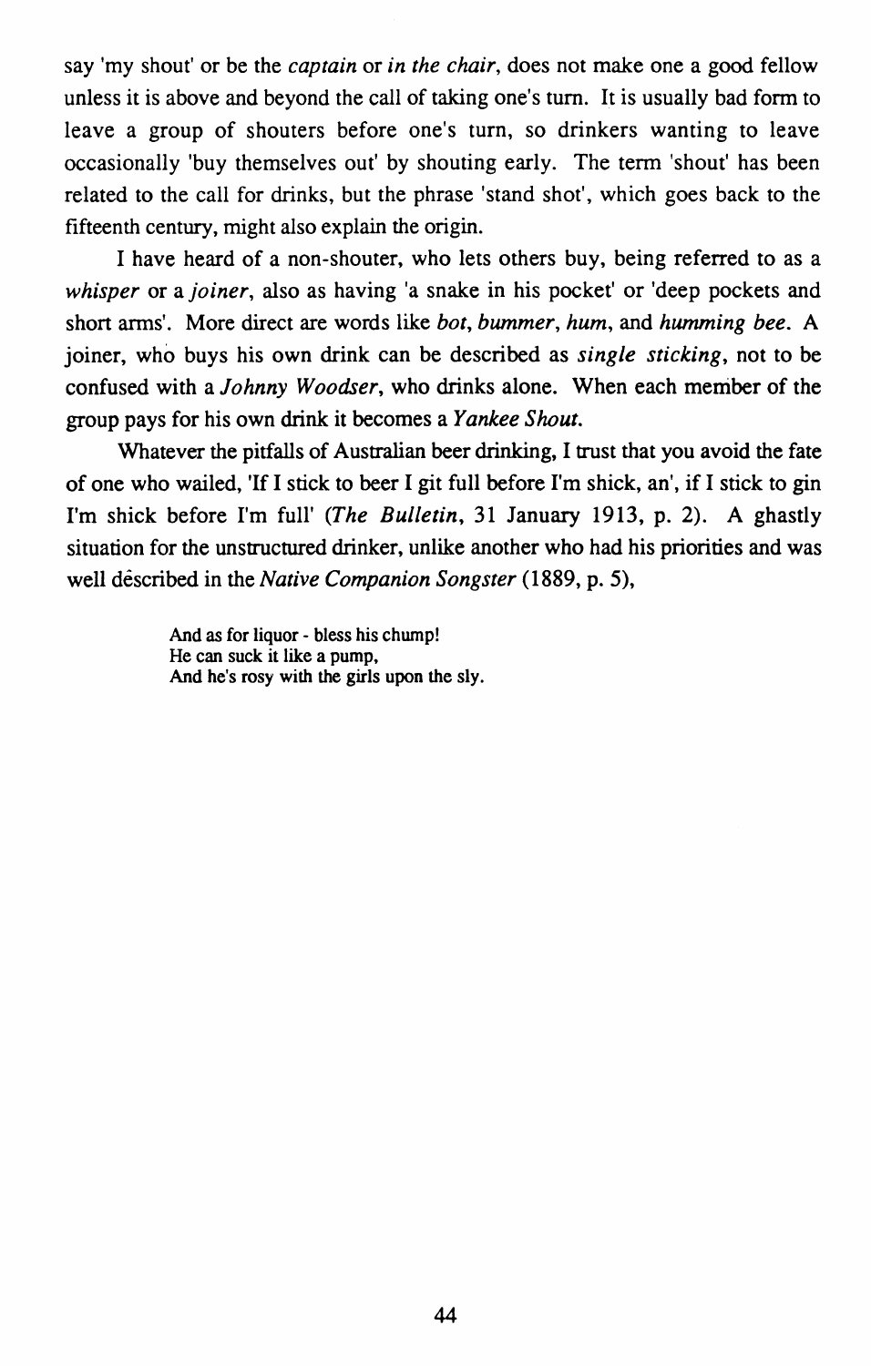say 'my shout' or be the *captain* or *in the chair*, does not make one a good fellow unless it is above and beyond the call of taking one's turn. It is usually bad form to leave a group of shouters before one's turn, so drinkers wanting to leave occasionally 'buy themselves out' by shouting early. The term 'shout' has been related to the call for drinks, but the phrase 'stand shot', which goes back to the fifteenth century, might also explain the origin.

I have heard of a non-shouter, who lets others buy, being referred to as a *whisper* or a *joiner*, also as having 'a snake in his pocket' or 'deep pockets and short arms'. More direct are words like *bot*, *bummer*, *hum*, and *humming bee*. A joiner, who buys his own drink can be described as *single sticking*, not to be confused with a *Johnny Woodser*, who drinks alone. When each member of the group pays for his own drink it becomes a *Yankee Shout*.

Whatever the pitfalls of Australian beer drinking, I trust that you avoid the fate of one who wailed, 'If I stick to beer I git full before I'm shick, an', if I stick to gin I'm shick before I'm full' (*The Bulletin*, 31 January 1913, p. 2). A ghastly situation for the unstructured drinker, unlike another who had his priorities and was well described in the *Native Companion Songster* (1889, p. 5),

> And as for liquor - bless his chump!
> He can suck it like a pump,
> And he's rosy with the girls upon the sly.